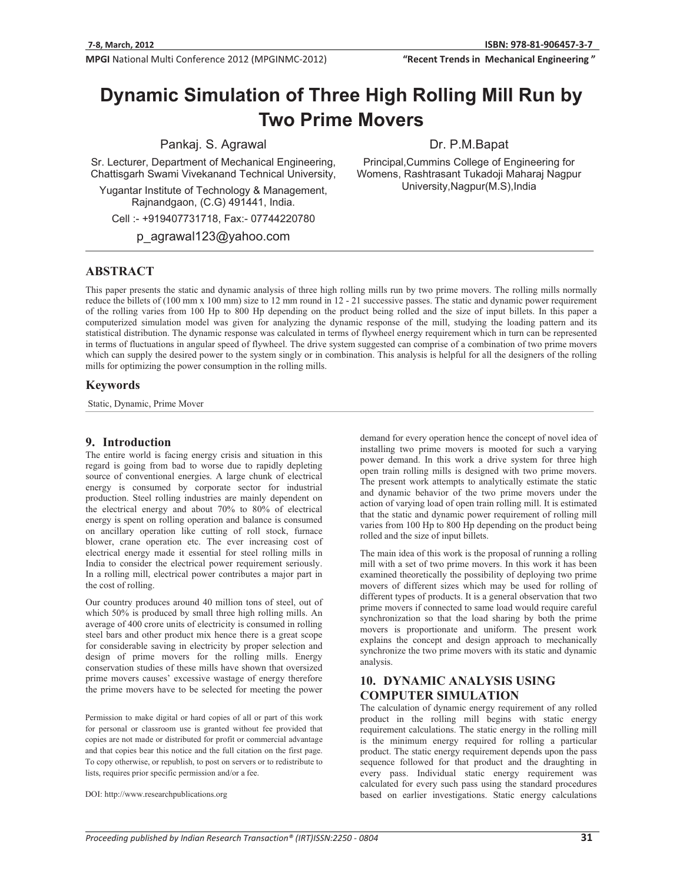# Dynamic Simulation of Three High Rolling Mill Run by Two Prime Movers

Pankaj. S. Agrawal

Sr. Lecturer, Department of Mechanical Engineering, Chattisgarh Swami Vivekanand Technical University,

Yugantar Institute of Technology & Management, Rajnandgaon, (C.G) 491441, India.

Cell :- +919407731718, Fax:- 07744220780

p_agrawal123@yahoo.com

Dr. P.M.Bapat

Principal,Cummins College of Engineering for Womens, Rashtrasant Tukadoji Maharaj Nagpur University,Nagpur(M.S),India

## ABSTRACT

This paper presents the static and dynamic analysis of three high rolling mills run by two prime movers. The rolling mills normally reduce the billets of (100 mm x 100 mm) size to 12 mm round in 12 - 21 successive passes. The static and dynamic power requirement of the rolling varies from 100 Hp to 800 Hp depending on the product being rolled and the size of input billets. In this paper a computerized simulation model was given for analyzing the dynamic response of the mill, studying the loading pattern and its statistical distribution. The dynamic response was calculated in terms of flywheel energy requirement which in turn can be represented in terms of fluctuations in angular speed of flywheel. The drive system suggested can comprise of a combination of two prime movers which can supply the desired power to the system singly or in combination. This analysis is helpful for all the designers of the rolling mills for optimizing the power consumption in the rolling mills.

### Keywords

Static, Dynamic, Prime Mover

## 9. Introduction

The entire world is facing energy crisis and situation in this regard is going from bad to worse due to rapidly depleting source of conventional energies. A large chunk of electrical energy is consumed by corporate sector for industrial production. Steel rolling industries are mainly dependent on the electrical energy and about 70% to 80% of electrical energy is spent on rolling operation and balance is consumed on ancillary operation like cutting of roll stock, furnace blower, crane operation etc. The ever increasing cost of electrical energy made it essential for steel rolling mills in India to consider the electrical power requirement seriously. In a rolling mill, electrical power contributes a major part in the cost of rolling.

Our country produces around 40 million tons of steel, out of which 50% is produced by small three high rolling mills. An average of 400 crore units of electricity is consumed in rolling steel bars and other product mix hence there is a great scope for considerable saving in electricity by proper selection and design of prime movers for the rolling mills. Energy conservation studies of these mills have shown that oversized prime movers causes' excessive wastage of energy therefore the prime movers have to be selected for meeting the power demand for every operation hence the concept of novel idea of installing two prime movers is mooted for such a varying power demand. In this work a drive system for three high open train rolling mills is designed with two prime movers. The present work attempts to analytically estimate the static and dynamic behavior of the two prime movers under the action of varying load of open train rolling mill. It is estimated that the static and dynamic power requirement of rolling mill varies from 100 Hp to 800 Hp depending on the product being rolled and the size of input billets.

The main idea of this work is the proposal of running a rolling mill with a set of two prime movers. In this work it has been examined theoretically the possibility of deploying two prime movers of different sizes which may be used for rolling of different types of products. It is a general observation that two prime movers if connected to same load would require careful synchronization so that the load sharing by both the prime movers is proportionate and uniform. The present work explains the concept and design approach to mechanically synchronize the two prime movers with its static and dynamic analysis.

Permission to make digital or hard copies of all or part of this work for personal or classroom use is granted without fee provided that copies are not made or distributed for profit or commercial advantage and that copies bear this notice and the full citation on the first page. To copy otherwise, or republish, to post on servers or to redistribute to lists, requires prior specific permission and/or a fee.

DOI: http://www.researchpublications.org

## 10. DYNAMIC ANALYSIS USING COMPUTER SIMULATION

The calculation of dynamic energy requirement of any rolled product in the rolling mill begins with static energy requirement calculations. The static energy in the rolling mill is the minimum energy required for rolling a particular product. The static energy requirement depends upon the pass sequence followed for that product and the draughting in every pass. Individual static energy requirement was calculated for every such pass using the standard procedures based on earlier investigations. Static energy calculations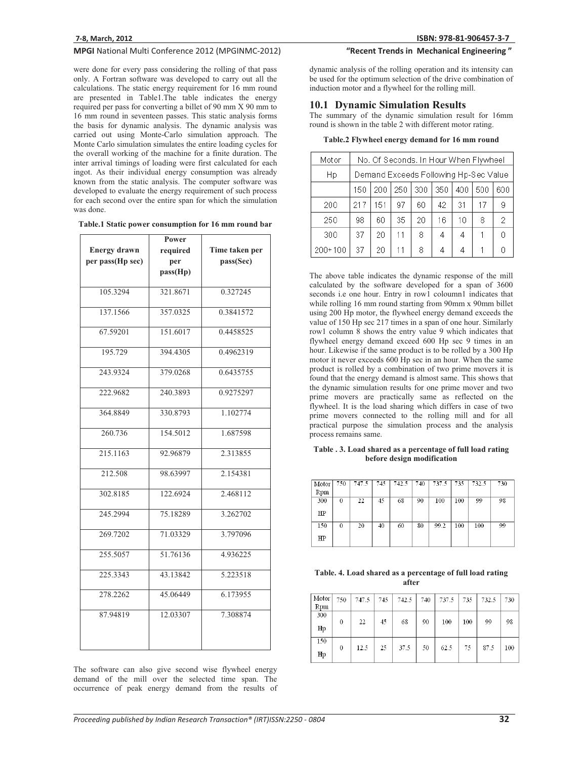were done for every pass considering the rolling of that pass only. A Fortran software was developed to carry out all the calculations. The static energy requirement for 16 mm round are presented in Table1.The table indicates the energy required per pass for converting a billet of 90 mm X 90 mm to 16 mm round in seventeen passes. This static analysis forms the basis for dynamic analysis. The dynamic analysis was carried out using Monte-Carlo simulation approach. The Monte Carlo simulation simulates the entire loading cycles for the overall working of the machine for a finite duration. The inter arrival timings of loading were first calculated for each ingot. As their individual energy consumption was already known from the static analysis. The computer software was developed to evaluate the energy requirement of such process for each second over the entire span for which the simulation was done.

**Table.1 Static power consumption for 16 mm round bar**

| Energy drawn per pass(Hp sec) | Power required per pass(Hp) | Time taken per pass(Sec) |
|---|---|---|
| 105.3294 | 321.8671 | 0.327245 |
| 137.1566 | 357.0325 | 0.3841572 |
| 67.59201 | 151.6017 | 0.4458525 |
| 195.729 | 394.4305 | 0.4962319 |
| 243.9324 | 379.0268 | 0.6435755 |
| 222.9682 | 240.3893 | 0.9275297 |
| 364.8849 | 330.8793 | 1.102774 |
| 260.736 | 154.5012 | 1.687598 |
| 215.1163 | 92.96879 | 2.313855 |
| 212.508 | 98.63997 | 2.154381 |
| 302.8185 | 122.6924 | 2.468112 |
| 245.2994 | 75.18289 | 3.262702 |
| 269.7202 | 71.03329 | 3.797096 |
| 255.5057 | 51.76136 | 4.936225 |
| 225.3343 | 43.13842 | 5.223518 |
| 278.2262 | 45.06449 | 6.173955 |
| 87.94819 | 12.03307 | 7.308874 |

The software can also give second wise flywheel energy demand of the mill over the selected time span. The occurrence of peak energy demand from the results of dynamic analysis of the rolling operation and its intensity can be used for the optimum selection of the drive combination of induction motor and a flywheel for the rolling mill.

## 10.1 Dynamic Simulation Results

The summary of the dynamic simulation result for 16mm round is shown in the table 2 with different motor rating.

**Table.2 Flywheel energy demand for 16 mm round**

| Motor Hp | No. Of Seconds. In Hour When Flywheel Demand Exceeds Following Hp-Sec Value | | | | | | | |
|---|---|---|---|---|---|---|---|---|
| | 150 | 200 | 250 | 300 | 350 | 400 | 500 | 600 |
| 200 | 217 | 151 | 97 | 60 | 42 | 31 | 17 | 9 |
| 250 | 98 | 60 | 35 | 20 | 16 | 10 | 8 | 2 |
| 300 | 37 | 20 | 11 | 8 | 4 | 4 | 1 | 0 |
| 200+100 | 37 | 20 | 11 | 8 | 4 | 4 | 1 | 0 |

The above table indicates the dynamic response of the mill calculated by the software developed for a span of 3600 seconds i.e one hour. Entry in row1 coloumn1 indicates that while rolling 16 mm round starting from 90mm x 90mm billet using 200 Hp motor, the flywheel energy demand exceeds the value of 150 Hp sec 217 times in a span of one hour. Similarly row1 column 8 shows the entry value 9 which indicates that flywheel energy demand exceed 600 Hp sec 9 times in an hour. Likewise if the same product is to be rolled by a 300 Hp motor it never exceeds 600 Hp sec in an hour. When the same product is rolled by a combination of two prime movers it is found that the energy demand is almost same. This shows that the dynamic simulation results for one prime mover and two prime movers are practically same as reflected on the flywheel. It is the load sharing which differs in case of two prime movers connected to the rolling mill and for all practical purpose the simulation process and the analysis process remains same.

**Table . 3. Load shared as a percentage of full load rating before design modification**

| Motor Rpm | 750 | 747.5 | 745 | 742.5 | 740 | 737.5 | 735 | 732.5 | 730 |
|---|---|---|---|---|---|---|---|---|---|
| 300 HP | 0 | 22 | 45 | 68 | 90 | 100 | 100 | 99 | 98 |
| 150 HP | 0 | 20 | 40 | 60 | 80 | 99.2 | 100 | 100 | 99 |

**Table. 4. Load shared as a percentage of full load rating after**

| Motor Rpm | 750 | 747.5 | 745 | 742.5 | 740 | 737.5 | 735 | 732.5 | 730 |
|---|---|---|---|---|---|---|---|---|---|
| 300 Hp | 0 | 22 | 45 | 68 | 90 | 100 | 100 | 99 | 98 |
| 150 Hp | 0 | 12.5 | 25 | 37.5 | 50 | 62.5 | 75 | 87.5 | 100 |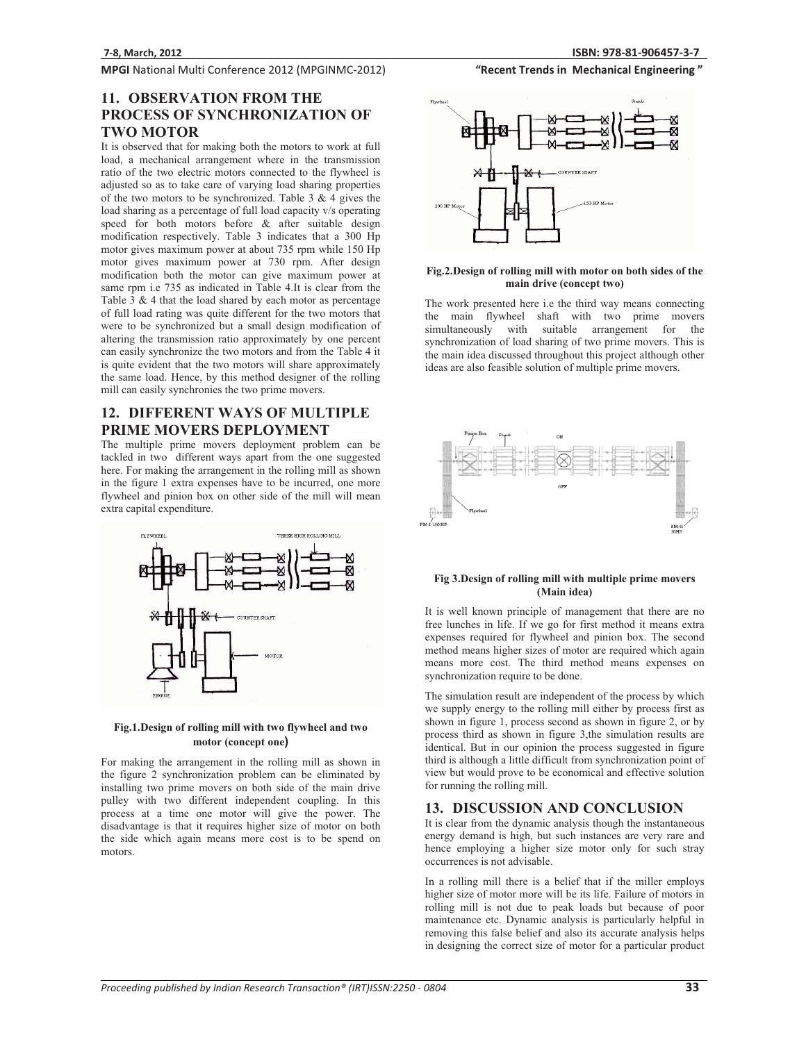## 11. OBSERVATION FROM THE PROCESS OF SYNCHRONIZATION OF TWO MOTOR

It is observed that for making both the motors to work at full load, a mechanical arrangement where in the transmission ratio of the two electric motors connected to the flywheel is adjusted so as to take care of varying load sharing properties of the two motors to be synchronized. Table 3 & 4 gives the load sharing as a percentage of full load capacity v/s operating speed for both motors before & after suitable design modification respectively. Table 3 indicates that a 300 Hp motor gives maximum power at about 735 rpm while 150 Hp motor gives maximum power at 730 rpm. After design modification both the motor can give maximum power at same rpm i.e 735 as indicated in Table 4.It is clear from the Table 3 & 4 that the load shared by each motor as percentage of full load rating was quite different for the two motors that were to be synchronized but a small design modification of altering the transmission ratio approximately by one percent can easily synchronize the two motors and from the Table 4 it is quite evident that the two motors will share approximately the same load. Hence, by this method designer of the rolling mill can easily synchronies the two prime movers.

## 12. DIFFERENT WAYS OF MULTIPLE PRIME MOVERS DEPLOYMENT

The multiple prime movers deployment problem can be tackled in two different ways apart from the one suggested here. For making the arrangement in the rolling mill as shown in the figure 1 extra expenses have to be incurred, one more flywheel and pinion box on other side of the mill will mean extra capital expenditure.

**Fig.1.Design of rolling mill with two flywheel and two motor (concept one)**

For making the arrangement in the rolling mill as shown in the figure 2 synchronization problem can be eliminated by installing two prime movers on both side of the main drive pulley with two different independent coupling. In this process at a time one motor will give the power. The disadvantage is that it requires higher size of motor on both the side which again means more cost is to be spend on motors.

**Fig.2.Design of rolling mill with motor on both sides of the main drive (concept two)**

The work presented here i.e the third way means connecting the main flywheel shaft with two prime movers simultaneously with suitable arrangement for the synchronization of load sharing of two prime movers. This is the main idea discussed throughout this project although other ideas are also feasible solution of multiple prime movers.

**Fig 3.Design of rolling mill with multiple prime movers (Main idea)**

It is well known principle of management that there are no free lunches in life. If we go for first method it means extra expenses required for flywheel and pinion box. The second method means higher sizes of motor are required which again means more cost. The third method means expenses on synchronization require to be done.

The simulation result are independent of the process by which we supply energy to the rolling mill either by process first as shown in figure 1, process second as shown in figure 2, or by process third as shown in figure 3,the simulation results are identical. But in our opinion the process suggested in figure third is although a little difficult from synchronization point of view but would prove to be economical and effective solution for running the rolling mill.

## 13. DISCUSSION AND CONCLUSION

It is clear from the dynamic analysis though the instantaneous energy demand is high, but such instances are very rare and hence employing a higher size motor only for such stray occurrences is not advisable.

In a rolling mill there is a belief that if the miller employs higher size of motor more will be its life. Failure of motors in rolling mill is not due to peak loads but because of poor maintenance etc. Dynamic analysis is particularly helpful in removing this false belief and also its accurate analysis helps in designing the correct size of motor for a particular product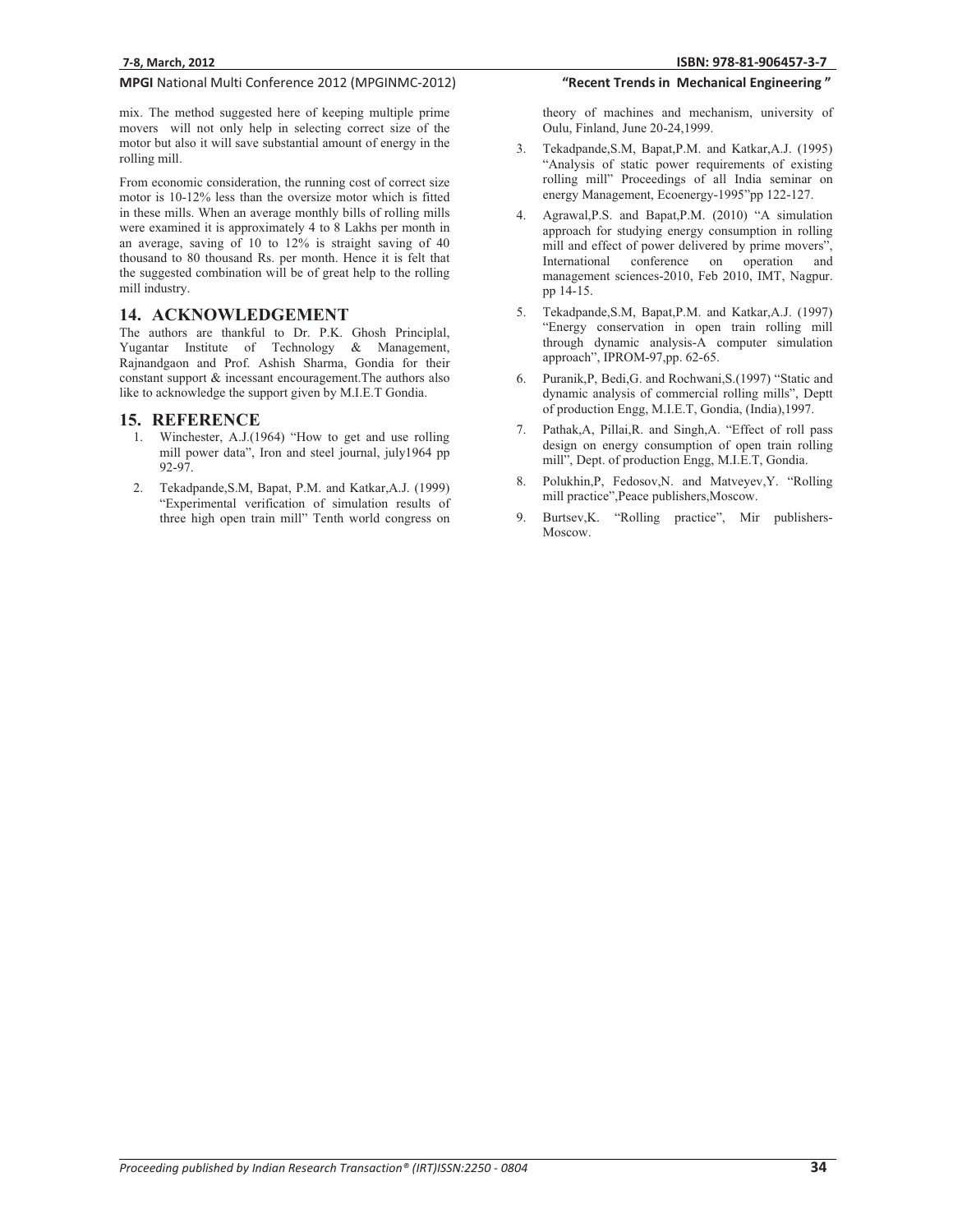mix. The method suggested here of keeping multiple prime movers will not only help in selecting correct size of the motor but also it will save substantial amount of energy in the rolling mill.

From economic consideration, the running cost of correct size motor is 10-12% less than the oversize motor which is fitted in these mills. When an average monthly bills of rolling mills were examined it is approximately 4 to 8 Lakhs per month in an average, saving of 10 to 12% is straight saving of 40 thousand to 80 thousand Rs. per month. Hence it is felt that the suggested combination will be of great help to the rolling mill industry.

## 14. ACKNOWLEDGEMENT

The authors are thankful to Dr. P.K. Ghosh Principlal, Yugantar Institute of Technology & Management, Rajnandgaon and Prof. Ashish Sharma, Gondia for their constant support & incessant encouragement.The authors also like to acknowledge the support given by M.I.E.T Gondia.

## 15. REFERENCE

1. Winchester, A.J.(1964) "How to get and use rolling mill power data", Iron and steel journal, july1964 pp 92-97.
2. Tekadpande,S.M, Bapat, P.M. and Katkar,A.J. (1999) "Experimental verification of simulation results of three high open train mill" Tenth world congress on theory of machines and mechanism, university of Oulu, Finland, June 20-24,1999.
3. Tekadpande,S.M, Bapat,P.M. and Katkar,A.J. (1995) "Analysis of static power requirements of existing rolling mill" Proceedings of all India seminar on energy Management, Ecoenergy-1995"pp 122-127.
4. Agrawal,P.S. and Bapat,P.M. (2010) "A simulation approach for studying energy consumption in rolling mill and effect of power delivered by prime movers", International conference on operation and management sciences-2010, Feb 2010, IMT, Nagpur. pp 14-15.
5. Tekadpande,S.M, Bapat,P.M. and Katkar,A.J. (1997) "Energy conservation in open train rolling mill through dynamic analysis-A computer simulation approach", IPROM-97,pp. 62-65.
6. Puranik,P, Bedi,G. and Rochwani,S.(1997) "Static and dynamic analysis of commercial rolling mills", Deptt of production Engg, M.I.E.T, Gondia, (India),1997.
7. Pathak,A, Pillai,R. and Singh,A. "Effect of roll pass design on energy consumption of open train rolling mill", Dept. of production Engg, M.I.E.T, Gondia.
8. Polukhin,P, Fedosov,N. and Matveyev,Y. "Rolling mill practice",Peace publishers,Moscow.
9. Burtsev,K. "Rolling practice", Mir publishers-Moscow.